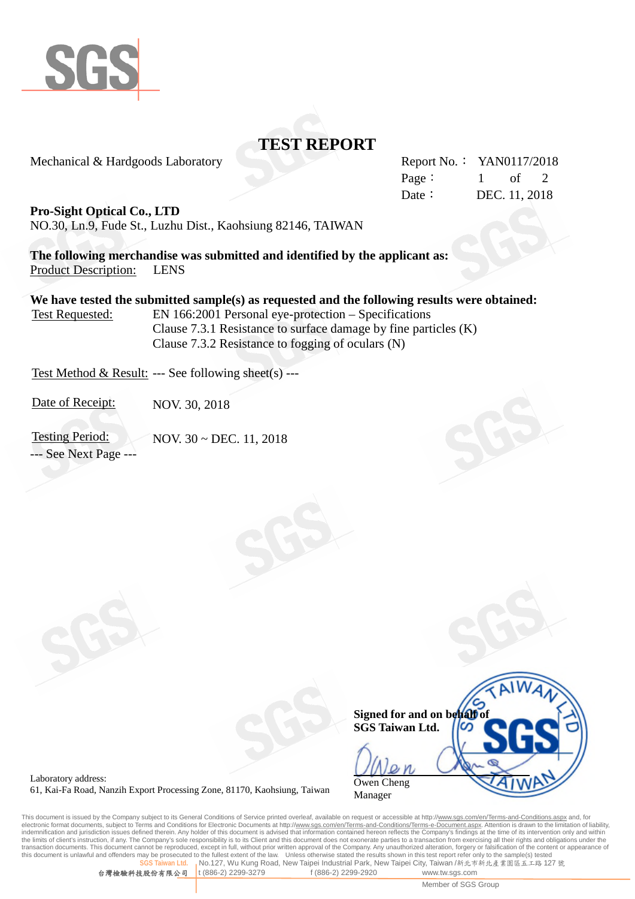# TEST REPORT

Mechanical & Hardgoods Laboratory

Report No.： YAN0117/2018
Date： DEC. 11, 2018

**Pro-Sight Optical Co., LTD**
NO.30, Ln.9, Fude St., Luzhu Dist., Kaohsiung 82146, TAIWAN

**The following merchandise was submitted and identified by the applicant as:**
Product Description: LENS

**We have tested the submitted sample(s) as requested and the following results were obtained:**
Test Requested: EN 166:2001 Personal eye-protection – Specifications
Clause 7.3.1 Resistance to surface damage by fine particles (K)
Clause 7.3.2 Resistance to fogging of oculars (N)

Test Method & Result: --- See following sheet(s) ---

Date of Receipt: NOV. 30, 2018

Testing Period: NOV. 30 ~ DEC. 11, 2018

--- See Next Page ---

**Signed for and on behalf of**
**SGS Taiwan Ltd.**

Owen Cheng
Manager

Laboratory address:
61, Kai-Fa Road, Nanzih Export Processing Zone, 81170, Kaohsiung, Taiwan

This document is issued by the Company subject to its General Conditions of Service printed overleaf, available on request or accessible at http://www.sgs.com/en/Terms-and-Conditions.aspx and, for electronic format documents, subject to Terms and Conditions for Electronic Documents at http://www.sgs.com/en/Terms-and-Conditions/Terms-e-Document.aspx. Attention is drawn to the limitation of liability, indemnification and jurisdiction issues defined therein. Any holder of this document is advised that information contained hereon reflects the Company's findings at the time of its intervention only and within the limits of client's instruction, if any. The Company's sole responsibility is to its Client and this document does not exonerate parties to a transaction from exercising all their rights and obligations under the transaction documents. This document cannot be reproduced, except in full, without prior written approval of the Company. Any unauthorized alteration, forgery or falsification of the content or appearance of this document is unlawful and offenders may be prosecuted to the fullest extent of the law. Unless otherwise stated the results shown in this test report refer only to the sample(s) tested

SGS Taiwan Ltd. 台灣檢驗科技股份有限公司 | No.127, Wu Kung Road, New Taipei Industrial Park, New Taipei City, Taiwan /新北市新北產業園區五工路 127 號
t (886-2) 2299-3279 f (886-2) 2299-2920 www.tw.sgs.com
Member of SGS Group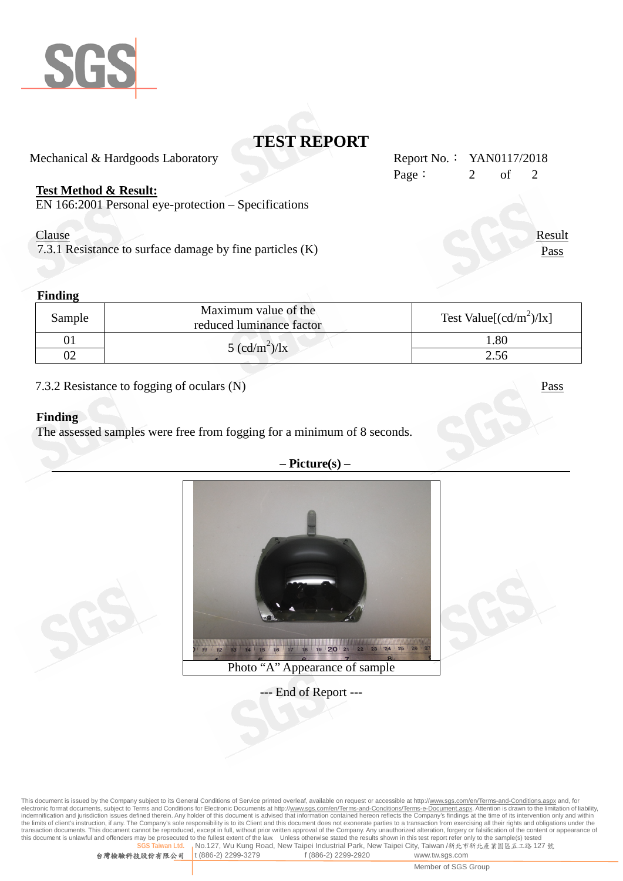# TEST REPORT

Mechanical & Hardgoods Laboratory

Report No.： YAN0117/2018

**Test Method & Result:**

EN 166:2001 Personal eye-protection – Specifications

| Clause | Result |
|---|---|
| 7.3.1 Resistance to surface damage by fine particles (K) | Pass |

**Finding**

| Sample | Maximum value of the reduced luminance factor | Test Value[$(cd/m^2)/lx$] |
|---|---|---|
| 01 | 5 $(cd/m^2)/lx$ | 1.80 |
| 02 | | 2.56 |

7.3.2 Resistance to fogging of oculars (N) — Pass

**Finding**

The assessed samples were free from fogging for a minimum of 8 seconds.

**– Picture(s) –**

Photo "A" Appearance of sample

--- End of Report ---